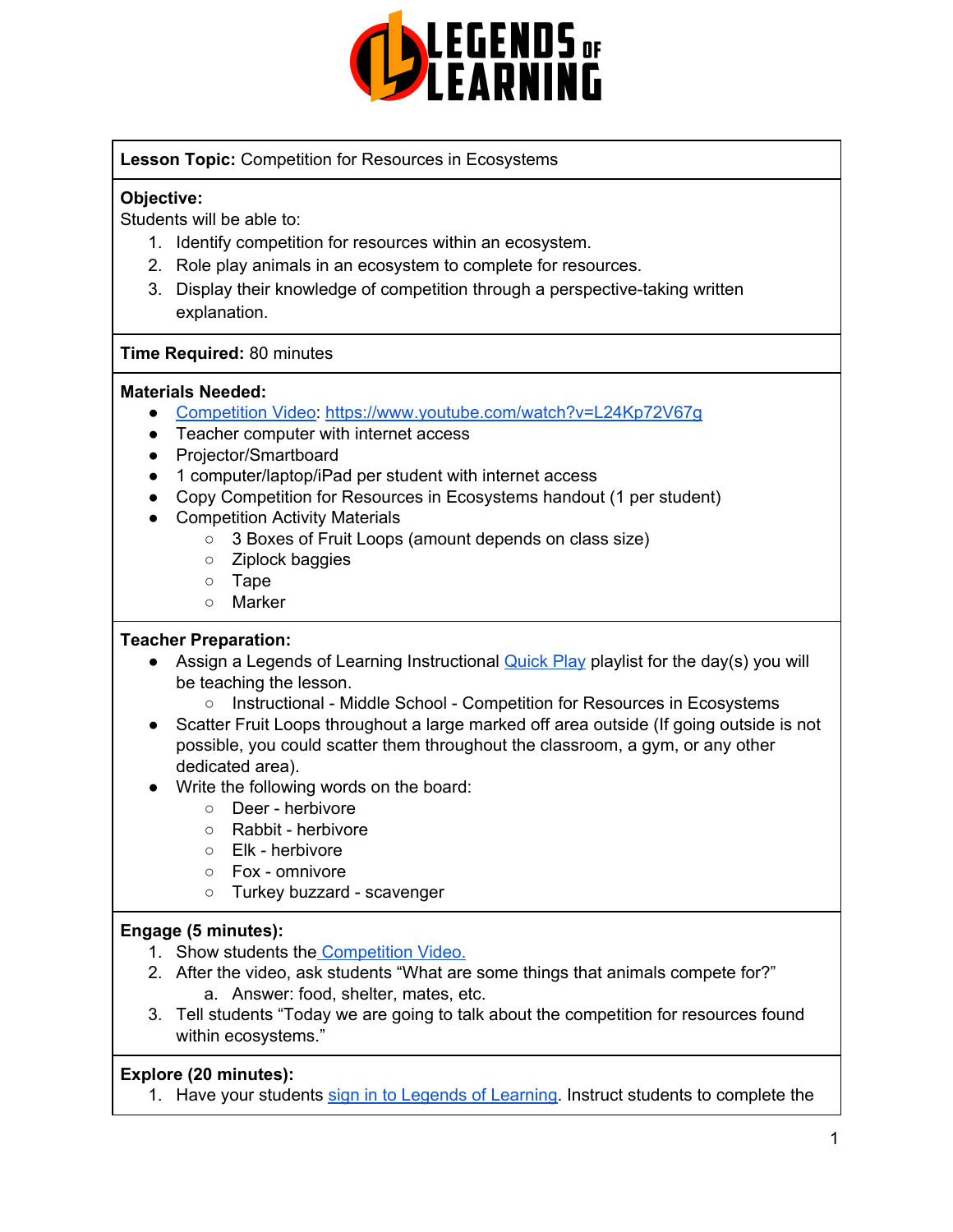LEGENDS OF LEARNING

**Lesson Topic:** Competition for Resources in Ecosystems

**Objective:**
Students will be able to:

1. Identify competition for resources within an ecosystem.
2. Role play animals in an ecosystem to complete for resources.
3. Display their knowledge of competition through a perspective-taking written explanation.

**Time Required:** 80 minutes

**Materials Needed:**

- [Competition Video](https://www.youtube.com/watch?v=L24Kp72V67g): [https://www.youtube.com/watch?v=L24Kp72V67g](https://www.youtube.com/watch?v=L24Kp72V67g)
- Teacher computer with internet access
- Projector/Smartboard
- 1 computer/laptop/iPad per student with internet access
- Copy Competition for Resources in Ecosystems handout (1 per student)
- Competition Activity Materials
  - 3 Boxes of Fruit Loops (amount depends on class size)
  - Ziplock baggies
  - Tape
  - Marker

**Teacher Preparation:**

- Assign a Legends of Learning Instructional Quick Play playlist for the day(s) you will be teaching the lesson.
  - Instructional - Middle School - Competition for Resources in Ecosystems
- Scatter Fruit Loops throughout a large marked off area outside (If going outside is not possible, you could scatter them throughout the classroom, a gym, or any other dedicated area).
- Write the following words on the board:
  - Deer - herbivore
  - Rabbit - herbivore
  - Elk - herbivore
  - Fox - omnivore
  - Turkey buzzard - scavenger

**Engage (5 minutes):**

1. Show students the Competition Video.
2. After the video, ask students "What are some things that animals compete for?"
   a. Answer: food, shelter, mates, etc.
3. Tell students "Today we are going to talk about the competition for resources found within ecosystems."

**Explore (20 minutes):**

1. Have your students sign in to Legends of Learning. Instruct students to complete the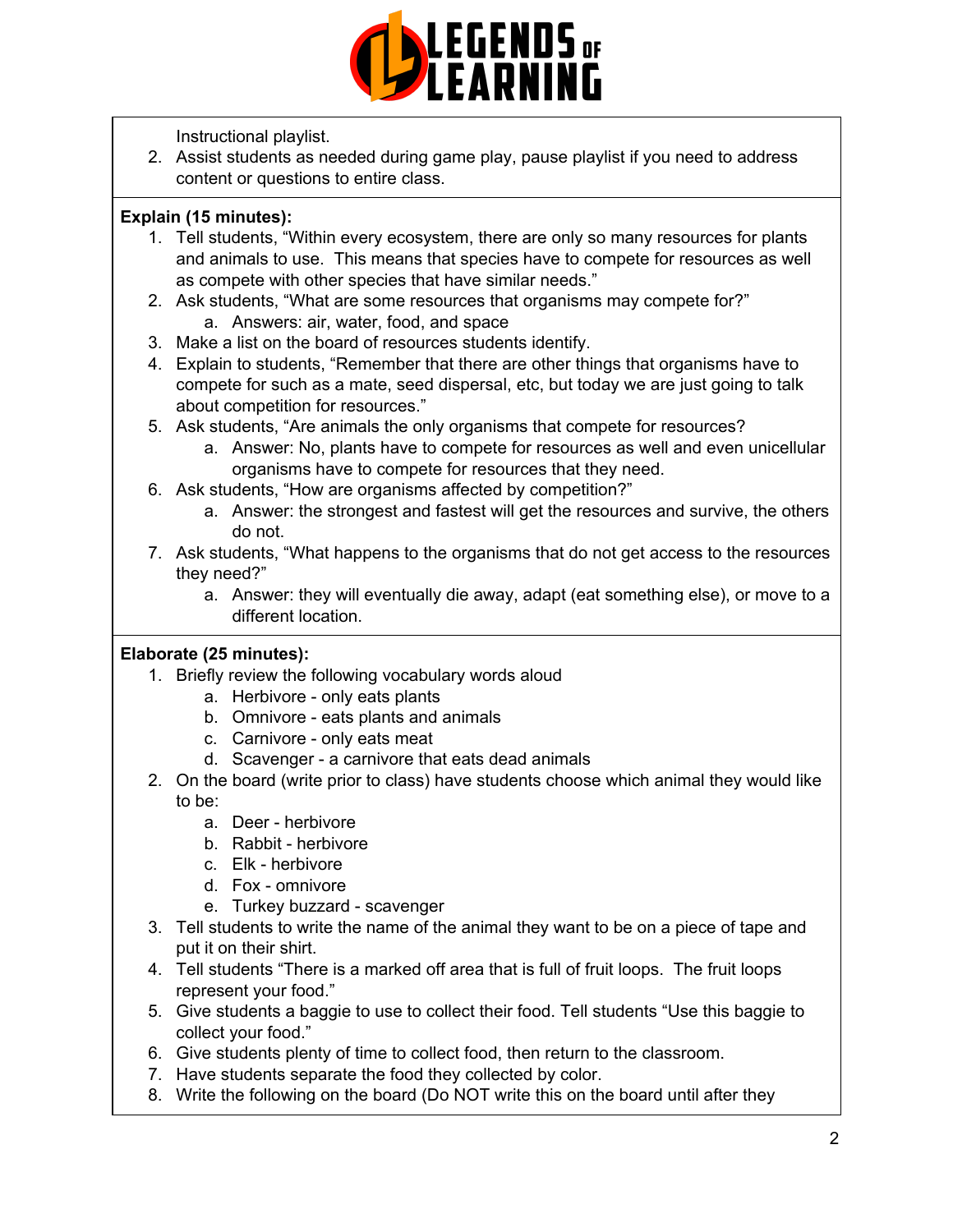Instructional playlist.

2. Assist students as needed during game play, pause playlist if you need to address content or questions to entire class.

**Explain (15 minutes):**

1. Tell students, "Within every ecosystem, there are only so many resources for plants and animals to use. This means that species have to compete for resources as well as compete with other species that have similar needs."
2. Ask students, "What are some resources that organisms may compete for?"
   a. Answers: air, water, food, and space
3. Make a list on the board of resources students identify.
4. Explain to students, "Remember that there are other things that organisms have to compete for such as a mate, seed dispersal, etc, but today we are just going to talk about competition for resources."
5. Ask students, "Are animals the only organisms that compete for resources?
   a. Answer: No, plants have to compete for resources as well and even unicellular organisms have to compete for resources that they need.
6. Ask students, "How are organisms affected by competition?"
   a. Answer: the strongest and fastest will get the resources and survive, the others do not.
7. Ask students, "What happens to the organisms that do not get access to the resources they need?"
   a. Answer: they will eventually die away, adapt (eat something else), or move to a different location.

**Elaborate (25 minutes):**

1. Briefly review the following vocabulary words aloud
   a. Herbivore - only eats plants
   b. Omnivore - eats plants and animals
   c. Carnivore - only eats meat
   d. Scavenger - a carnivore that eats dead animals
2. On the board (write prior to class) have students choose which animal they would like to be:
   a. Deer - herbivore
   b. Rabbit - herbivore
   c. Elk - herbivore
   d. Fox - omnivore
   e. Turkey buzzard - scavenger
3. Tell students to write the name of the animal they want to be on a piece of tape and put it on their shirt.
4. Tell students "There is a marked off area that is full of fruit loops. The fruit loops represent your food."
5. Give students a baggie to use to collect their food. Tell students "Use this baggie to collect your food."
6. Give students plenty of time to collect food, then return to the classroom.
7. Have students separate the food they collected by color.
8. Write the following on the board (Do NOT write this on the board until after they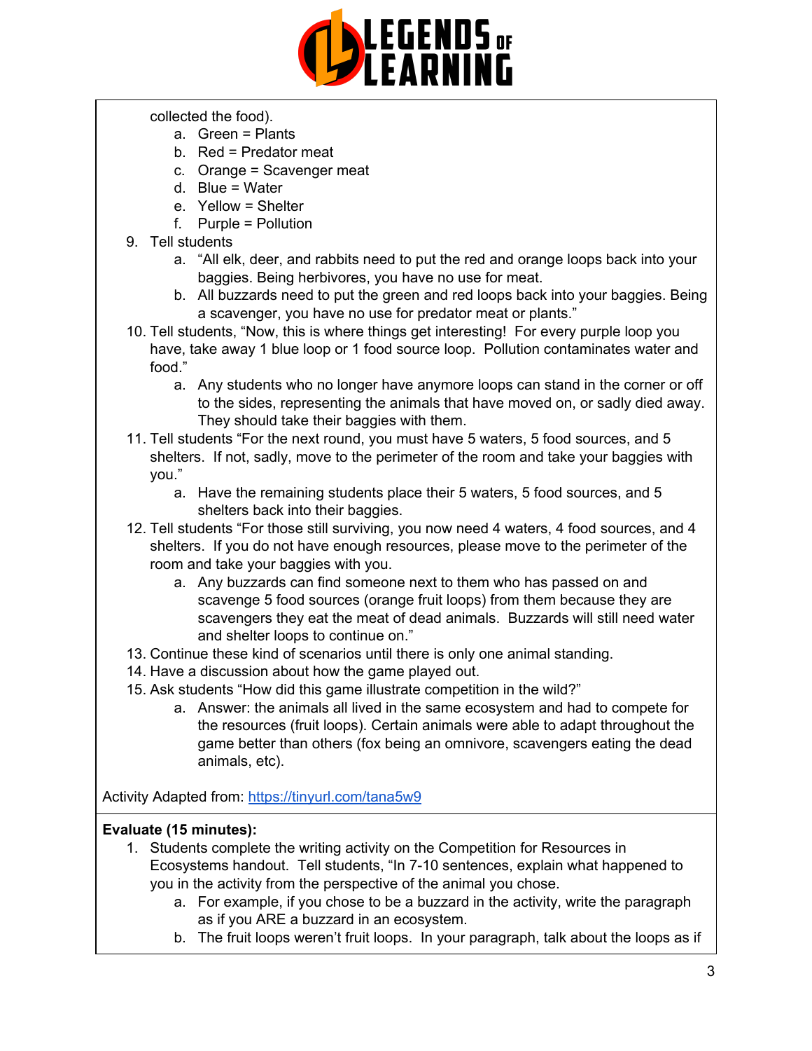collected the food).

   a. Green = Plants
   b. Red = Predator meat
   c. Orange = Scavenger meat
   d. Blue = Water
   e. Yellow = Shelter
   f. Purple = Pollution

9. Tell students
   a. "All elk, deer, and rabbits need to put the red and orange loops back into your baggies. Being herbivores, you have no use for meat.
   b. All buzzards need to put the green and red loops back into your baggies. Being a scavenger, you have no use for predator meat or plants."
10. Tell students, "Now, this is where things get interesting! For every purple loop you have, take away 1 blue loop or 1 food source loop. Pollution contaminates water and food."
    a. Any students who no longer have anymore loops can stand in the corner or off to the sides, representing the animals that have moved on, or sadly died away. They should take their baggies with them.
11. Tell students "For the next round, you must have 5 waters, 5 food sources, and 5 shelters. If not, sadly, move to the perimeter of the room and take your baggies with you."
    a. Have the remaining students place their 5 waters, 5 food sources, and 5 shelters back into their baggies.
12. Tell students "For those still surviving, you now need 4 waters, 4 food sources, and 4 shelters. If you do not have enough resources, please move to the perimeter of the room and take your baggies with you.
    a. Any buzzards can find someone next to them who has passed on and scavenge 5 food sources (orange fruit loops) from them because they are scavengers they eat the meat of dead animals. Buzzards will still need water and shelter loops to continue on."
13. Continue these kind of scenarios until there is only one animal standing.
14. Have a discussion about how the game played out.
15. Ask students "How did this game illustrate competition in the wild?"
    a. Answer: the animals all lived in the same ecosystem and had to compete for the resources (fruit loops). Certain animals were able to adapt throughout the game better than others (fox being an omnivore, scavengers eating the dead animals, etc).

Activity Adapted from: [https://tinyurl.com/tana5w9](https://tinyurl.com/tana5w9)

**Evaluate (15 minutes):**

1. Students complete the writing activity on the Competition for Resources in Ecosystems handout. Tell students, "In 7-10 sentences, explain what happened to you in the activity from the perspective of the animal you chose.
   a. For example, if you chose to be a buzzard in the activity, write the paragraph as if you ARE a buzzard in an ecosystem.
   b. The fruit loops weren't fruit loops. In your paragraph, talk about the loops as if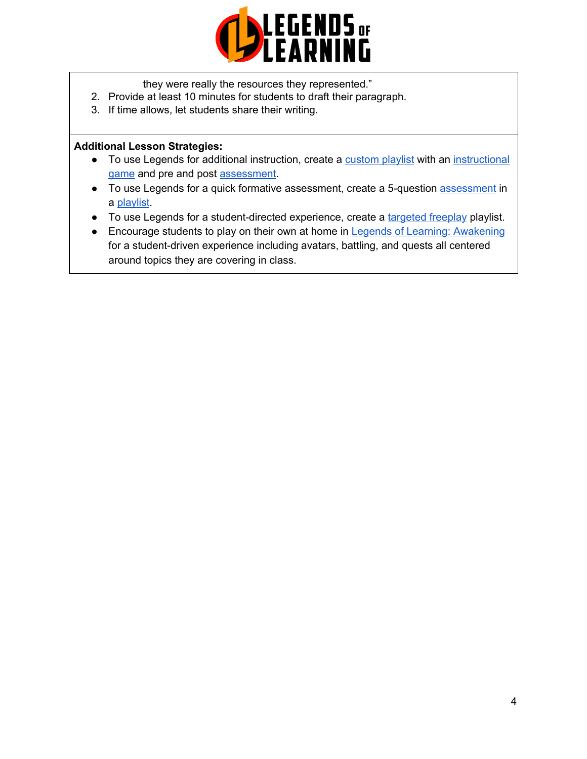they were really the resources they represented."

2. Provide at least 10 minutes for students to draft their paragraph.
3. If time allows, let students share their writing.

**Additional Lesson Strategies:**

- To use Legends for additional instruction, create a custom playlist with an instructional game and pre and post assessment.
- To use Legends for a quick formative assessment, create a 5-question assessment in a playlist.
- To use Legends for a student-directed experience, create a targeted freeplay playlist.
- Encourage students to play on their own at home in Legends of Learning: Awakening for a student-driven experience including avatars, battling, and quests all centered around topics they are covering in class.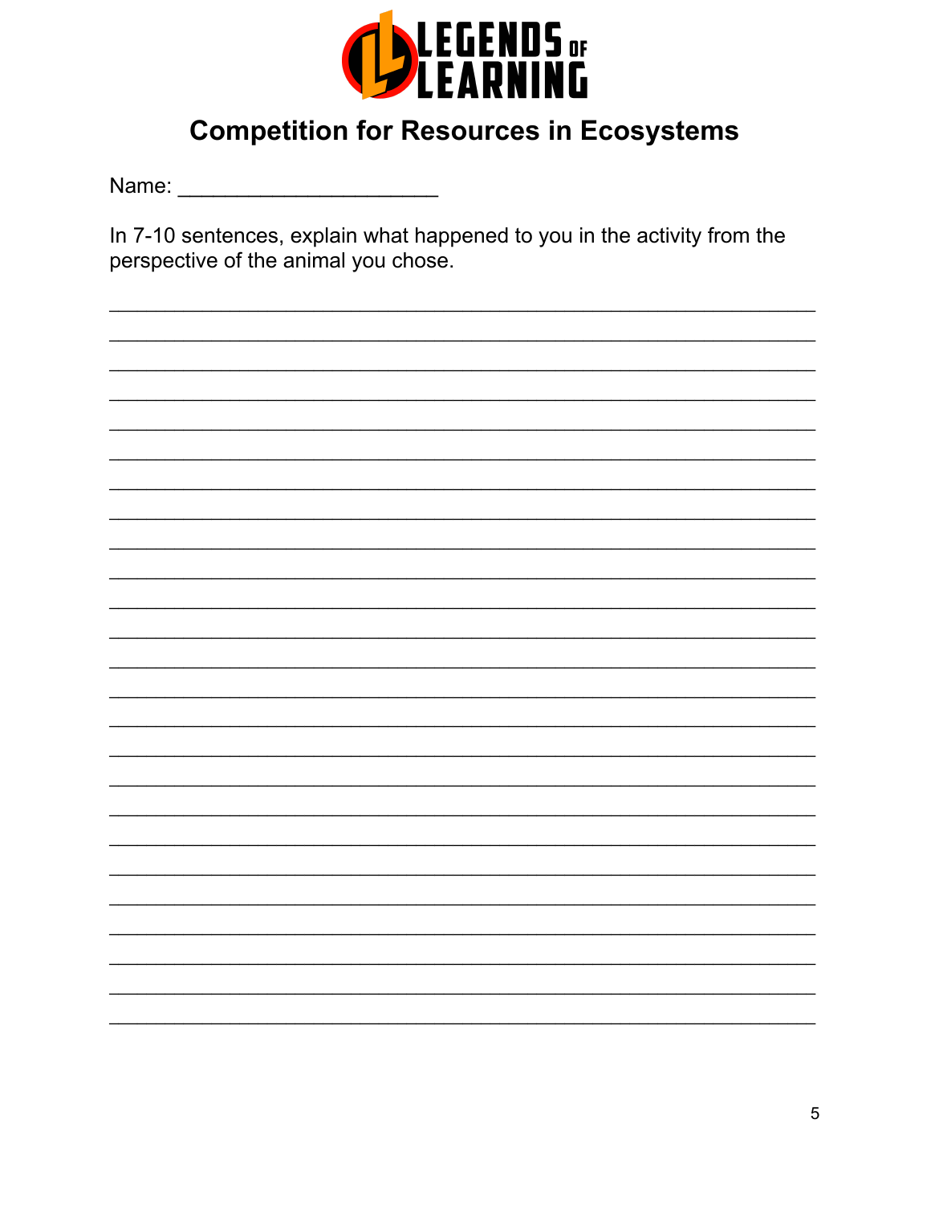LEGENDS OF LEARNING

# Competition for Resources in Ecosystems

Name: ______________________

In 7-10 sentences, explain what happened to you in the activity from the perspective of the animal you chose.

___________________________________________________________________________

___________________________________________________________________________

___________________________________________________________________________

___________________________________________________________________________

___________________________________________________________________________

___________________________________________________________________________

___________________________________________________________________________

___________________________________________________________________________

___________________________________________________________________________

___________________________________________________________________________

___________________________________________________________________________

___________________________________________________________________________

___________________________________________________________________________

___________________________________________________________________________

___________________________________________________________________________

___________________________________________________________________________

___________________________________________________________________________

___________________________________________________________________________

___________________________________________________________________________

___________________________________________________________________________

___________________________________________________________________________

___________________________________________________________________________

___________________________________________________________________________

___________________________________________________________________________

___________________________________________________________________________